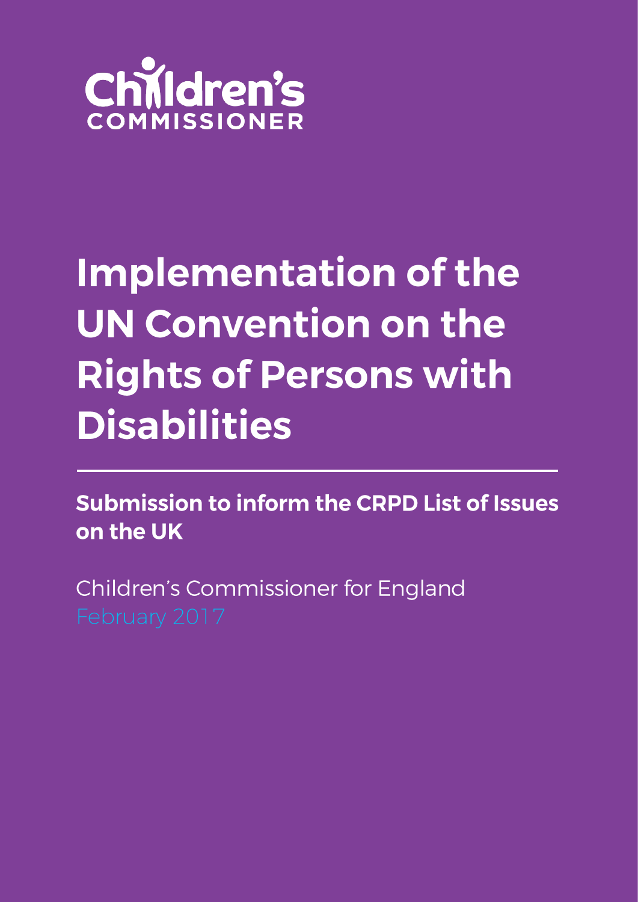Children's COMMISSIONER

# Implementation of the UN Convention on the Rights of Persons with Disabilities

## Submission to inform the CRPD List of Issues on the UK

Children's Commissioner for England

February 2017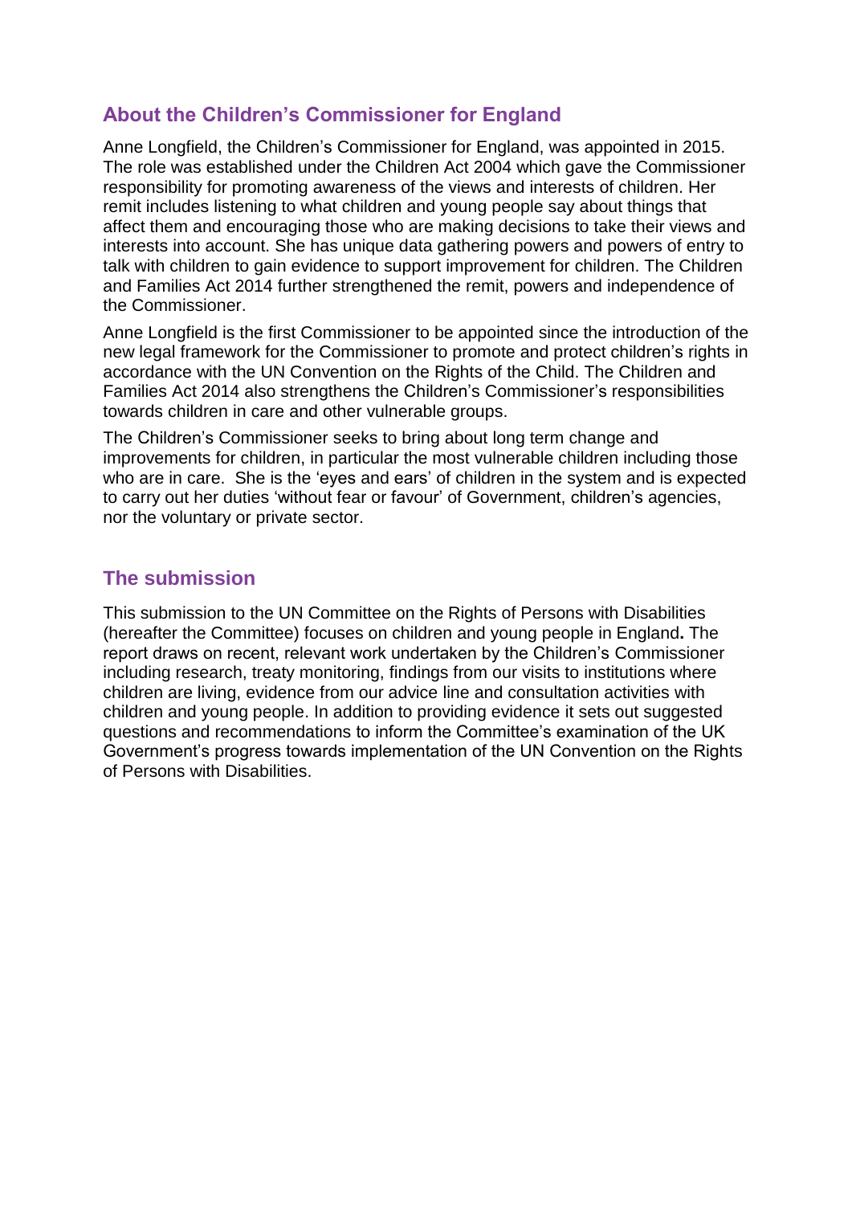## About the Children's Commissioner for England

Anne Longfield, the Children's Commissioner for England, was appointed in 2015. The role was established under the Children Act 2004 which gave the Commissioner responsibility for promoting awareness of the views and interests of children. Her remit includes listening to what children and young people say about things that affect them and encouraging those who are making decisions to take their views and interests into account. She has unique data gathering powers and powers of entry to talk with children to gain evidence to support improvement for children. The Children and Families Act 2014 further strengthened the remit, powers and independence of the Commissioner.

Anne Longfield is the first Commissioner to be appointed since the introduction of the new legal framework for the Commissioner to promote and protect children's rights in accordance with the UN Convention on the Rights of the Child. The Children and Families Act 2014 also strengthens the Children's Commissioner's responsibilities towards children in care and other vulnerable groups.

The Children's Commissioner seeks to bring about long term change and improvements for children, in particular the most vulnerable children including those who are in care. She is the 'eyes and ears' of children in the system and is expected to carry out her duties 'without fear or favour' of Government, children's agencies, nor the voluntary or private sector.

## The submission

This submission to the UN Committee on the Rights of Persons with Disabilities (hereafter the Committee) focuses on children and young people in England**.** The report draws on recent, relevant work undertaken by the Children's Commissioner including research, treaty monitoring, findings from our visits to institutions where children are living, evidence from our advice line and consultation activities with children and young people. In addition to providing evidence it sets out suggested questions and recommendations to inform the Committee's examination of the UK Government's progress towards implementation of the UN Convention on the Rights of Persons with Disabilities.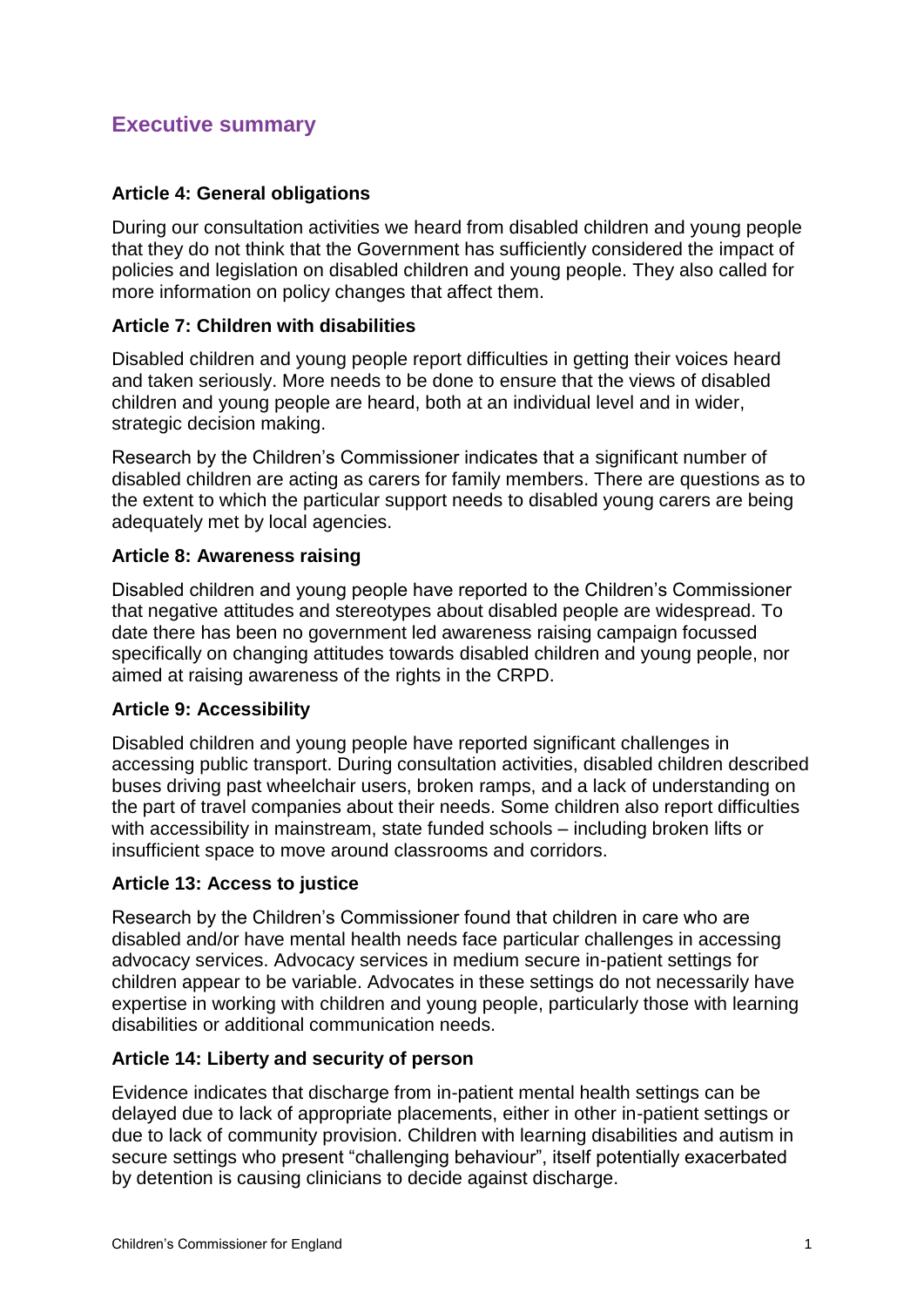## Executive summary

### Article 4: General obligations

During our consultation activities we heard from disabled children and young people that they do not think that the Government has sufficiently considered the impact of policies and legislation on disabled children and young people. They also called for more information on policy changes that affect them.

### Article 7: Children with disabilities

Disabled children and young people report difficulties in getting their voices heard and taken seriously. More needs to be done to ensure that the views of disabled children and young people are heard, both at an individual level and in wider, strategic decision making.

Research by the Children's Commissioner indicates that a significant number of disabled children are acting as carers for family members. There are questions as to the extent to which the particular support needs to disabled young carers are being adequately met by local agencies.

### Article 8: Awareness raising

Disabled children and young people have reported to the Children's Commissioner that negative attitudes and stereotypes about disabled people are widespread. To date there has been no government led awareness raising campaign focussed specifically on changing attitudes towards disabled children and young people, nor aimed at raising awareness of the rights in the CRPD.

### Article 9: Accessibility

Disabled children and young people have reported significant challenges in accessing public transport. During consultation activities, disabled children described buses driving past wheelchair users, broken ramps, and a lack of understanding on the part of travel companies about their needs. Some children also report difficulties with accessibility in mainstream, state funded schools – including broken lifts or insufficient space to move around classrooms and corridors.

### Article 13: Access to justice

Research by the Children's Commissioner found that children in care who are disabled and/or have mental health needs face particular challenges in accessing advocacy services. Advocacy services in medium secure in-patient settings for children appear to be variable. Advocates in these settings do not necessarily have expertise in working with children and young people, particularly those with learning disabilities or additional communication needs.

### Article 14: Liberty and security of person

Evidence indicates that discharge from in-patient mental health settings can be delayed due to lack of appropriate placements, either in other in-patient settings or due to lack of community provision. Children with learning disabilities and autism in secure settings who present "challenging behaviour", itself potentially exacerbated by detention is causing clinicians to decide against discharge.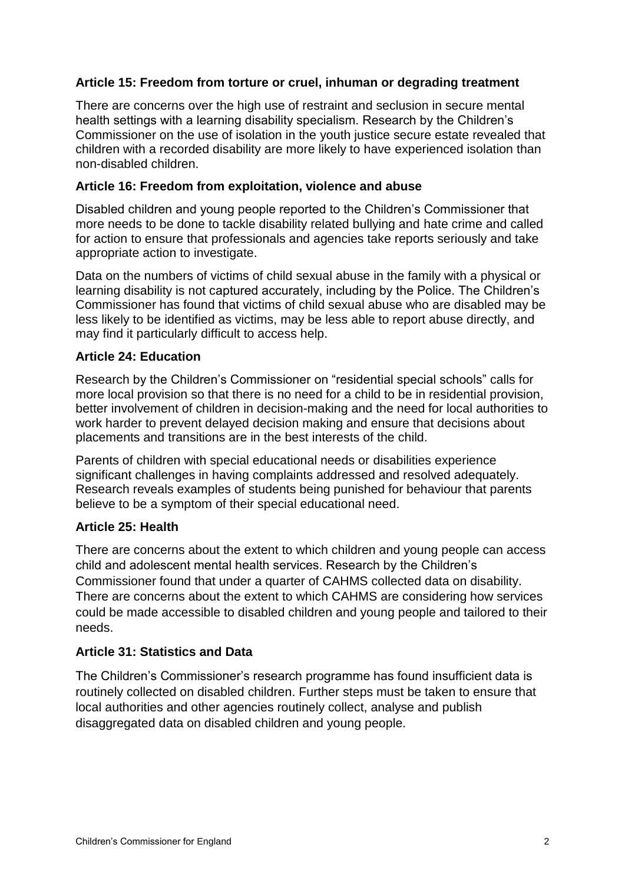**Article 15: Freedom from torture or cruel, inhuman or degrading treatment**

There are concerns over the high use of restraint and seclusion in secure mental health settings with a learning disability specialism. Research by the Children's Commissioner on the use of isolation in the youth justice secure estate revealed that children with a recorded disability are more likely to have experienced isolation than non-disabled children.

**Article 16: Freedom from exploitation, violence and abuse**

Disabled children and young people reported to the Children's Commissioner that more needs to be done to tackle disability related bullying and hate crime and called for action to ensure that professionals and agencies take reports seriously and take appropriate action to investigate.

Data on the numbers of victims of child sexual abuse in the family with a physical or learning disability is not captured accurately, including by the Police. The Children's Commissioner has found that victims of child sexual abuse who are disabled may be less likely to be identified as victims, may be less able to report abuse directly, and may find it particularly difficult to access help.

**Article 24: Education**

Research by the Children's Commissioner on "residential special schools" calls for more local provision so that there is no need for a child to be in residential provision, better involvement of children in decision-making and the need for local authorities to work harder to prevent delayed decision making and ensure that decisions about placements and transitions are in the best interests of the child.

Parents of children with special educational needs or disabilities experience significant challenges in having complaints addressed and resolved adequately. Research reveals examples of students being punished for behaviour that parents believe to be a symptom of their special educational need.

**Article 25: Health**

There are concerns about the extent to which children and young people can access child and adolescent mental health services. Research by the Children's Commissioner found that under a quarter of CAHMS collected data on disability. There are concerns about the extent to which CAHMS are considering how services could be made accessible to disabled children and young people and tailored to their needs.

**Article 31: Statistics and Data**

The Children's Commissioner's research programme has found insufficient data is routinely collected on disabled children. Further steps must be taken to ensure that local authorities and other agencies routinely collect, analyse and publish disaggregated data on disabled children and young people.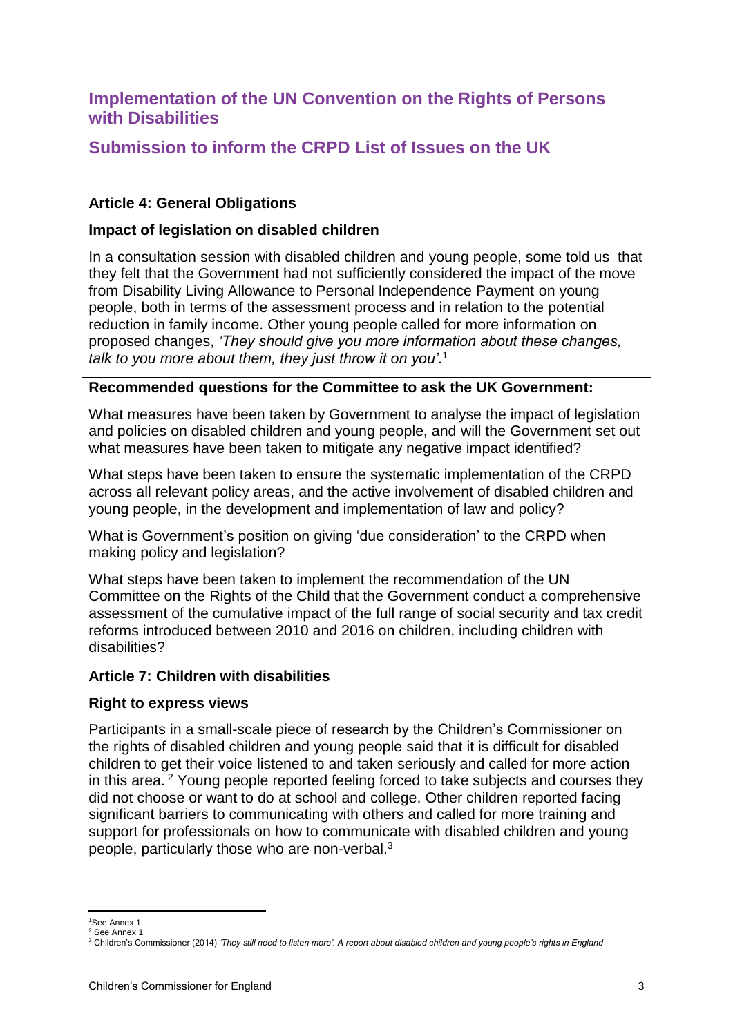## Implementation of the UN Convention on the Rights of Persons with Disabilities

## Submission to inform the CRPD List of Issues on the UK

### Article 4: General Obligations

#### Impact of legislation on disabled children

In a consultation session with disabled children and young people, some told us that they felt that the Government had not sufficiently considered the impact of the move from Disability Living Allowance to Personal Independence Payment on young people, both in terms of the assessment process and in relation to the potential reduction in family income. Other young people called for more information on proposed changes, *'They should give you more information about these changes, talk to you more about them, they just throw it on you'*.[1]

**Recommended questions for the Committee to ask the UK Government:**

What measures have been taken by Government to analyse the impact of legislation and policies on disabled children and young people, and will the Government set out what measures have been taken to mitigate any negative impact identified?

What steps have been taken to ensure the systematic implementation of the CRPD across all relevant policy areas, and the active involvement of disabled children and young people, in the development and implementation of law and policy?

What is Government's position on giving 'due consideration' to the CRPD when making policy and legislation?

What steps have been taken to implement the recommendation of the UN Committee on the Rights of the Child that the Government conduct a comprehensive assessment of the cumulative impact of the full range of social security and tax credit reforms introduced between 2010 and 2016 on children, including children with disabilities?

### Article 7: Children with disabilities

#### Right to express views

Participants in a small-scale piece of research by the Children's Commissioner on the rights of disabled children and young people said that it is difficult for disabled children to get their voice listened to and taken seriously and called for more action in this area.[2] Young people reported feeling forced to take subjects and courses they did not choose or want to do at school and college. Other children reported facing significant barriers to communicating with others and called for more training and support for professionals on how to communicate with disabled children and young people, particularly those who are non-verbal.[3]

---

[1] See Annex 1

[2] See Annex 1

[3] Children's Commissioner (2014) *'They still need to listen more'. A report about disabled children and young people's rights in England*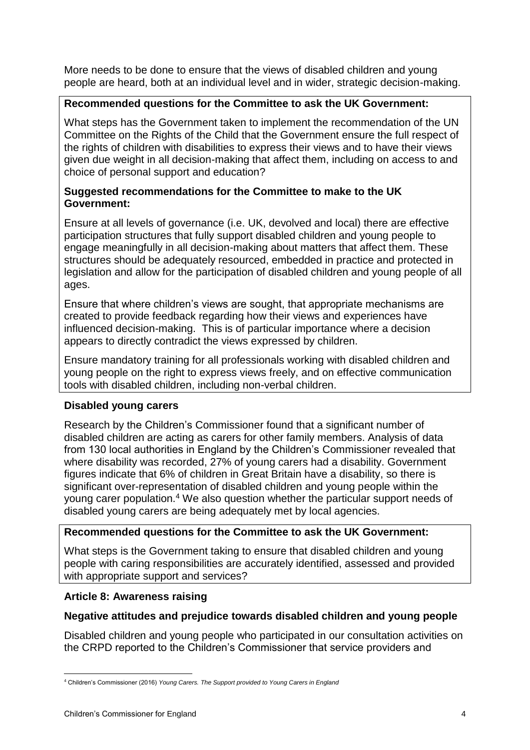More needs to be done to ensure that the views of disabled children and young people are heard, both at an individual level and in wider, strategic decision-making.

**Recommended questions for the Committee to ask the UK Government:**

What steps has the Government taken to implement the recommendation of the UN Committee on the Rights of the Child that the Government ensure the full respect of the rights of children with disabilities to express their views and to have their views given due weight in all decision-making that affect them, including on access to and choice of personal support and education?

**Suggested recommendations for the Committee to make to the UK Government:**

Ensure at all levels of governance (i.e. UK, devolved and local) there are effective participation structures that fully support disabled children and young people to engage meaningfully in all decision-making about matters that affect them. These structures should be adequately resourced, embedded in practice and protected in legislation and allow for the participation of disabled children and young people of all ages.

Ensure that where children's views are sought, that appropriate mechanisms are created to provide feedback regarding how their views and experiences have influenced decision-making. This is of particular importance where a decision appears to directly contradict the views expressed by children.

Ensure mandatory training for all professionals working with disabled children and young people on the right to express views freely, and on effective communication tools with disabled children, including non-verbal children.

### Disabled young carers

Research by the Children's Commissioner found that a significant number of disabled children are acting as carers for other family members. Analysis of data from 130 local authorities in England by the Children's Commissioner revealed that where disability was recorded, 27% of young carers had a disability. Government figures indicate that 6% of children in Great Britain have a disability, so there is significant over-representation of disabled children and young people within the young carer population.[4] We also question whether the particular support needs of disabled young carers are being adequately met by local agencies.

**Recommended questions for the Committee to ask the UK Government:**

What steps is the Government taking to ensure that disabled children and young people with caring responsibilities are accurately identified, assessed and provided with appropriate support and services?

## Article 8: Awareness raising

### Negative attitudes and prejudice towards disabled children and young people

Disabled children and young people who participated in our consultation activities on the CRPD reported to the Children's Commissioner that service providers and

[4] Children's Commissioner (2016) *Young Carers. The Support provided to Young Carers in England*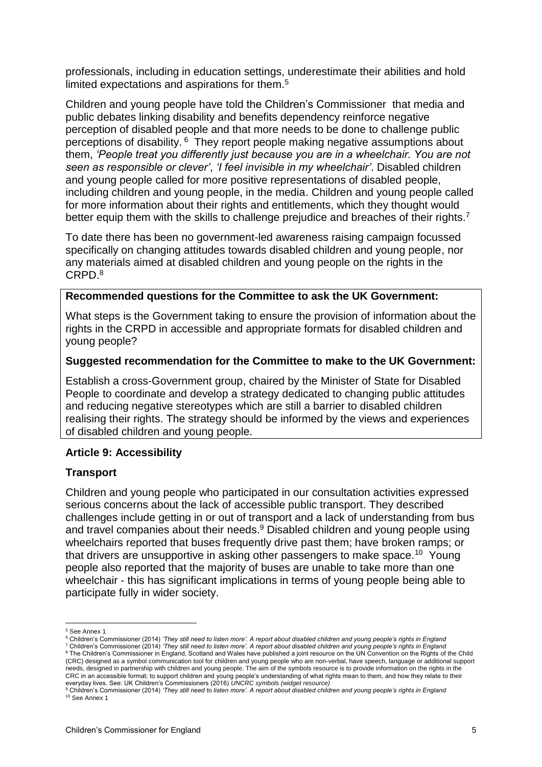professionals, including in education settings, underestimate their abilities and hold limited expectations and aspirations for them.[5]

Children and young people have told the Children's Commissioner that media and public debates linking disability and benefits dependency reinforce negative perception of disabled people and that more needs to be done to challenge public perceptions of disability.[6] They report people making negative assumptions about them, *'People treat you differently just because you are in a wheelchair. You are not seen as responsible or clever'*, *'I feel invisible in my wheelchair'*. Disabled children and young people called for more positive representations of disabled people, including children and young people, in the media. Children and young people called for more information about their rights and entitlements, which they thought would better equip them with the skills to challenge prejudice and breaches of their rights.[7]

To date there has been no government-led awareness raising campaign focussed specifically on changing attitudes towards disabled children and young people, nor any materials aimed at disabled children and young people on the rights in the CRPD.[8]

**Recommended questions for the Committee to ask the UK Government:**

What steps is the Government taking to ensure the provision of information about the rights in the CRPD in accessible and appropriate formats for disabled children and young people?

**Suggested recommendation for the Committee to make to the UK Government:**

Establish a cross-Government group, chaired by the Minister of State for Disabled People to coordinate and develop a strategy dedicated to changing public attitudes and reducing negative stereotypes which are still a barrier to disabled children realising their rights. The strategy should be informed by the views and experiences of disabled children and young people.

### Article 9: Accessibility

### Transport

Children and young people who participated in our consultation activities expressed serious concerns about the lack of accessible public transport. They described challenges include getting in or out of transport and a lack of understanding from bus and travel companies about their needs.[9] Disabled children and young people using wheelchairs reported that buses frequently drive past them; have broken ramps; or that drivers are unsupportive in asking other passengers to make space.[10] Young people also reported that the majority of buses are unable to take more than one wheelchair - this has significant implications in terms of young people being able to participate fully in wider society.

---

[5] See Annex 1

[6] Children's Commissioner (2014) *'They still need to listen more'. A report about disabled children and young people's rights in England*

[7] Children's Commissioner (2014) *'They still need to listen more'. A report about disabled children and young people's rights in England*

[8] The Children's Commissioner in England, Scotland and Wales have published a joint resource on the UN Convention on the Rights of the Child (CRC) designed as a symbol communication tool for children and young people who are non-verbal, have speech, language or additional support needs, designed in partnership with children and young people. The aim of the symbols resource is to provide information on the rights in the CRC in an accessible format; to support children and young people's understanding of what rights mean to them, and how they relate to their everyday lives. See: UK Children's Commissioners (2016) *UNCRC symbols (widget resource)*

[9] Children's Commissioner (2014) *'They still need to listen more'. A report about disabled children and young people's rights in England*

[10] See Annex 1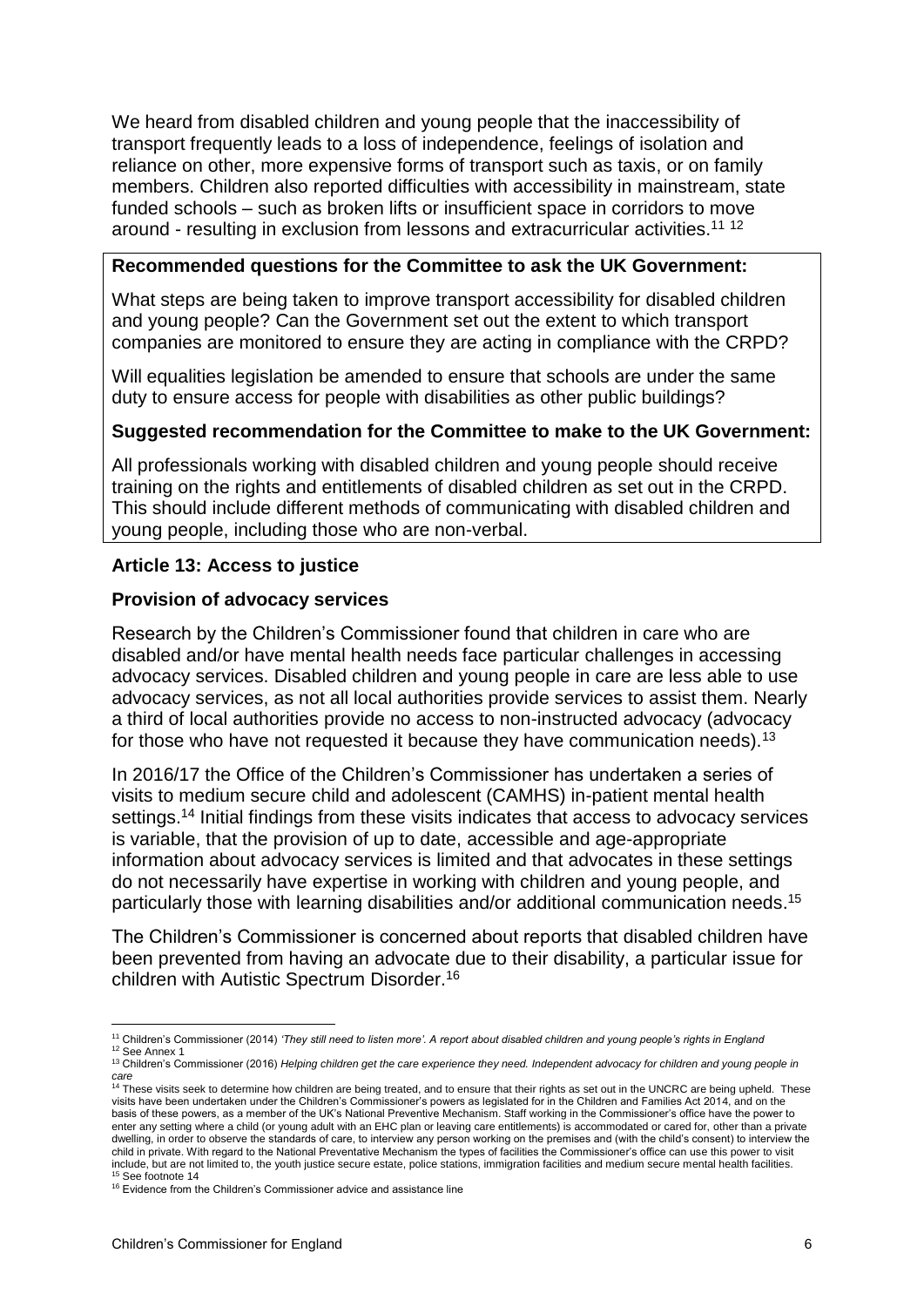We heard from disabled children and young people that the inaccessibility of transport frequently leads to a loss of independence, feelings of isolation and reliance on other, more expensive forms of transport such as taxis, or on family members. Children also reported difficulties with accessibility in mainstream, state funded schools – such as broken lifts or insufficient space in corridors to move around - resulting in exclusion from lessons and extracurricular activities.[11] [12]

**Recommended questions for the Committee to ask the UK Government:**

What steps are being taken to improve transport accessibility for disabled children and young people? Can the Government set out the extent to which transport companies are monitored to ensure they are acting in compliance with the CRPD?

Will equalities legislation be amended to ensure that schools are under the same duty to ensure access for people with disabilities as other public buildings?

**Suggested recommendation for the Committee to make to the UK Government:**

All professionals working with disabled children and young people should receive training on the rights and entitlements of disabled children as set out in the CRPD. This should include different methods of communicating with disabled children and young people, including those who are non-verbal.

### Article 13: Access to justice

#### Provision of advocacy services

Research by the Children's Commissioner found that children in care who are disabled and/or have mental health needs face particular challenges in accessing advocacy services. Disabled children and young people in care are less able to use advocacy services, as not all local authorities provide services to assist them. Nearly a third of local authorities provide no access to non-instructed advocacy (advocacy for those who have not requested it because they have communication needs).[13]

In 2016/17 the Office of the Children's Commissioner has undertaken a series of visits to medium secure child and adolescent (CAMHS) in-patient mental health settings.[14] Initial findings from these visits indicates that access to advocacy services is variable, that the provision of up to date, accessible and age-appropriate information about advocacy services is limited and that advocates in these settings do not necessarily have expertise in working with children and young people, and particularly those with learning disabilities and/or additional communication needs.[15]

The Children's Commissioner is concerned about reports that disabled children have been prevented from having an advocate due to their disability, a particular issue for children with Autistic Spectrum Disorder.[16]

---

[11] Children's Commissioner (2014) *'They still need to listen more'. A report about disabled children and young people's rights in England*

[12] See Annex 1

[13] Children's Commissioner (2016) *Helping children get the care experience they need. Independent advocacy for children and young people in care*

[14] These visits seek to determine how children are being treated, and to ensure that their rights as set out in the UNCRC are being upheld. These visits have been undertaken under the Children's Commissioner's powers as legislated for in the Children and Families Act 2014, and on the basis of these powers, as a member of the UK's National Preventive Mechanism. Staff working in the Commissioner's office have the power to enter any setting where a child (or young adult with an EHC plan or leaving care entitlements) is accommodated or cared for, other than a private dwelling, in order to observe the standards of care, to interview any person working on the premises and (with the child's consent) to interview the child in private. With regard to the National Preventative Mechanism the types of facilities the Commissioner's office can use this power to visit include, but are not limited to, the youth justice secure estate, police stations, immigration facilities and medium secure mental health facilities.

[15] See footnote 14

[16] Evidence from the Children's Commissioner advice and assistance line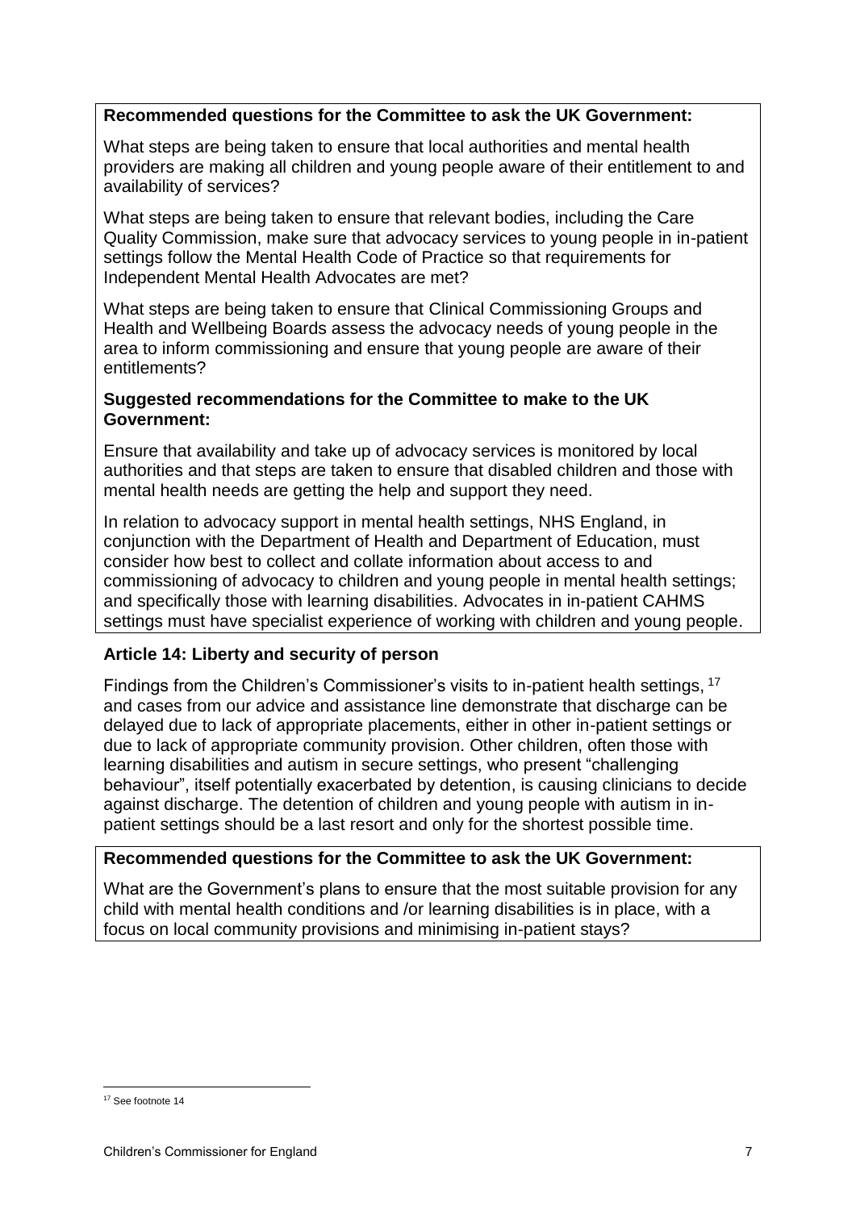**Recommended questions for the Committee to ask the UK Government:**

What steps are being taken to ensure that local authorities and mental health providers are making all children and young people aware of their entitlement to and availability of services?

What steps are being taken to ensure that relevant bodies, including the Care Quality Commission, make sure that advocacy services to young people in in-patient settings follow the Mental Health Code of Practice so that requirements for Independent Mental Health Advocates are met?

What steps are being taken to ensure that Clinical Commissioning Groups and Health and Wellbeing Boards assess the advocacy needs of young people in the area to inform commissioning and ensure that young people are aware of their entitlements?

**Suggested recommendations for the Committee to make to the UK Government:**

Ensure that availability and take up of advocacy services is monitored by local authorities and that steps are taken to ensure that disabled children and those with mental health needs are getting the help and support they need.

In relation to advocacy support in mental health settings, NHS England, in conjunction with the Department of Health and Department of Education, must consider how best to collect and collate information about access to and commissioning of advocacy to children and young people in mental health settings; and specifically those with learning disabilities. Advocates in in-patient CAHMS settings must have specialist experience of working with children and young people.

### Article 14: Liberty and security of person

Findings from the Children's Commissioner's visits to in-patient health settings, [17] and cases from our advice and assistance line demonstrate that discharge can be delayed due to lack of appropriate placements, either in other in-patient settings or due to lack of appropriate community provision. Other children, often those with learning disabilities and autism in secure settings, who present "challenging behaviour", itself potentially exacerbated by detention, is causing clinicians to decide against discharge. The detention of children and young people with autism in in-patient settings should be a last resort and only for the shortest possible time.

**Recommended questions for the Committee to ask the UK Government:**

What are the Government's plans to ensure that the most suitable provision for any child with mental health conditions and /or learning disabilities is in place, with a focus on local community provisions and minimising in-patient stays?

[17] See footnote 14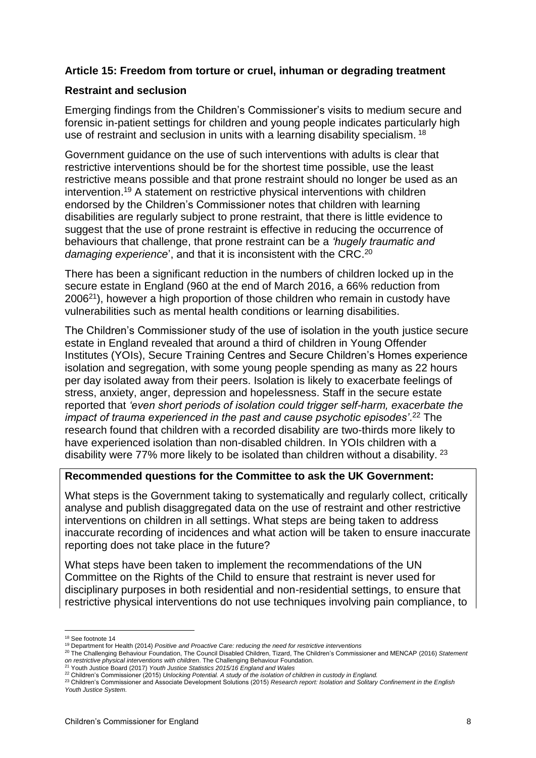### Article 15: Freedom from torture or cruel, inhuman or degrading treatment

#### Restraint and seclusion

Emerging findings from the Children's Commissioner's visits to medium secure and forensic in-patient settings for children and young people indicates particularly high use of restraint and seclusion in units with a learning disability specialism. [18]

Government guidance on the use of such interventions with adults is clear that restrictive interventions should be for the shortest time possible, use the least restrictive means possible and that prone restraint should no longer be used as an intervention.[19] A statement on restrictive physical interventions with children endorsed by the Children's Commissioner notes that children with learning disabilities are regularly subject to prone restraint, that there is little evidence to suggest that the use of prone restraint is effective in reducing the occurrence of behaviours that challenge, that prone restraint can be a *'hugely traumatic and damaging experience*', and that it is inconsistent with the CRC.[20]

There has been a significant reduction in the numbers of children locked up in the secure estate in England (960 at the end of March 2016, a 66% reduction from 2006[21]), however a high proportion of those children who remain in custody have vulnerabilities such as mental health conditions or learning disabilities.

The Children's Commissioner study of the use of isolation in the youth justice secure estate in England revealed that around a third of children in Young Offender Institutes (YOIs), Secure Training Centres and Secure Children's Homes experience isolation and segregation, with some young people spending as many as 22 hours per day isolated away from their peers. Isolation is likely to exacerbate feelings of stress, anxiety, anger, depression and hopelessness. Staff in the secure estate reported that *'even short periods of isolation could trigger self-harm, exacerbate the impact of trauma experienced in the past and cause psychotic episodes'*.[22] The research found that children with a recorded disability are two-thirds more likely to have experienced isolation than non-disabled children. In YOIs children with a disability were 77% more likely to be isolated than children without a disability. [23]

**Recommended questions for the Committee to ask the UK Government:**

What steps is the Government taking to systematically and regularly collect, critically analyse and publish disaggregated data on the use of restraint and other restrictive interventions on children in all settings. What steps are being taken to address inaccurate recording of incidences and what action will be taken to ensure inaccurate reporting does not take place in the future?

What steps have been taken to implement the recommendations of the UN Committee on the Rights of the Child to ensure that restraint is never used for disciplinary purposes in both residential and non-residential settings, to ensure that restrictive physical interventions do not use techniques involving pain compliance, to

---

[18] See footnote 14

[19] Department for Health (2014) *Positive and Proactive Care: reducing the need for restrictive interventions*

[20] The Challenging Behaviour Foundation, The Council Disabled Children, Tizard, The Children's Commissioner and MENCAP (2016) *Statement on restrictive physical interventions with children*. The Challenging Behaviour Foundation.

[21] Youth Justice Board (2017) *Youth Justice Statistics 2015/16 England and Wales*

[22] Children's Commissioner (2015) *Unlocking Potential. A study of the isolation of children in custody in England.*

[23] Children's Commissioner and Associate Development Solutions (2015) *Research report: Isolation and Solitary Confinement in the English Youth Justice System.*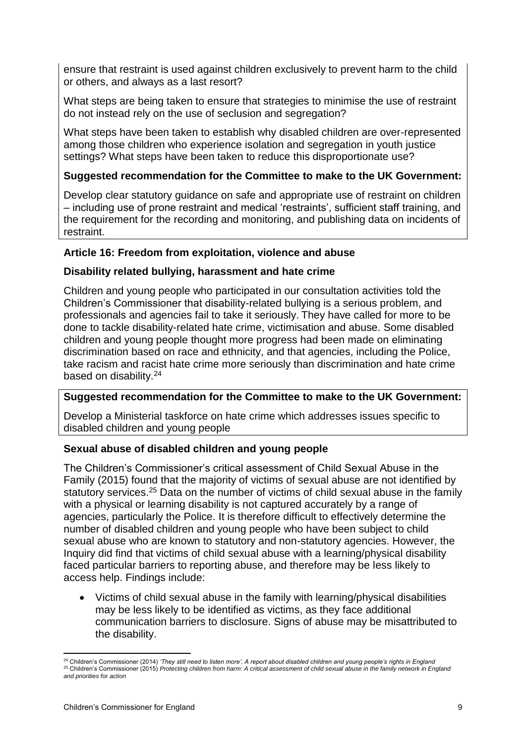ensure that restraint is used against children exclusively to prevent harm to the child or others, and always as a last resort?

What steps are being taken to ensure that strategies to minimise the use of restraint do not instead rely on the use of seclusion and segregation?

What steps have been taken to establish why disabled children are over-represented among those children who experience isolation and segregation in youth justice settings? What steps have been taken to reduce this disproportionate use?

**Suggested recommendation for the Committee to make to the UK Government:**

Develop clear statutory guidance on safe and appropriate use of restraint on children – including use of prone restraint and medical 'restraints', sufficient staff training, and the requirement for the recording and monitoring, and publishing data on incidents of restraint.

### Article 16: Freedom from exploitation, violence and abuse

#### Disability related bullying, harassment and hate crime

Children and young people who participated in our consultation activities told the Children's Commissioner that disability-related bullying is a serious problem, and professionals and agencies fail to take it seriously. They have called for more to be done to tackle disability-related hate crime, victimisation and abuse. Some disabled children and young people thought more progress had been made on eliminating discrimination based on race and ethnicity, and that agencies, including the Police, take racism and racist hate crime more seriously than discrimination and hate crime based on disability.[24]

**Suggested recommendation for the Committee to make to the UK Government:**

Develop a Ministerial taskforce on hate crime which addresses issues specific to disabled children and young people

#### Sexual abuse of disabled children and young people

The Children's Commissioner's critical assessment of Child Sexual Abuse in the Family (2015) found that the majority of victims of sexual abuse are not identified by statutory services.[25] Data on the number of victims of child sexual abuse in the family with a physical or learning disability is not captured accurately by a range of agencies, particularly the Police. It is therefore difficult to effectively determine the number of disabled children and young people who have been subject to child sexual abuse who are known to statutory and non-statutory agencies. However, the Inquiry did find that victims of child sexual abuse with a learning/physical disability faced particular barriers to reporting abuse, and therefore may be less likely to access help. Findings include:

- Victims of child sexual abuse in the family with learning/physical disabilities may be less likely to be identified as victims, as they face additional communication barriers to disclosure. Signs of abuse may be misattributed to the disability.

[24] Children's Commissioner (2014) *'They still need to listen more'. A report about disabled children and young people's rights in England*

[25] Children's Commissioner (2015) *Protecting children from harm: A critical assessment of child sexual abuse in the family network in England and priorities for action*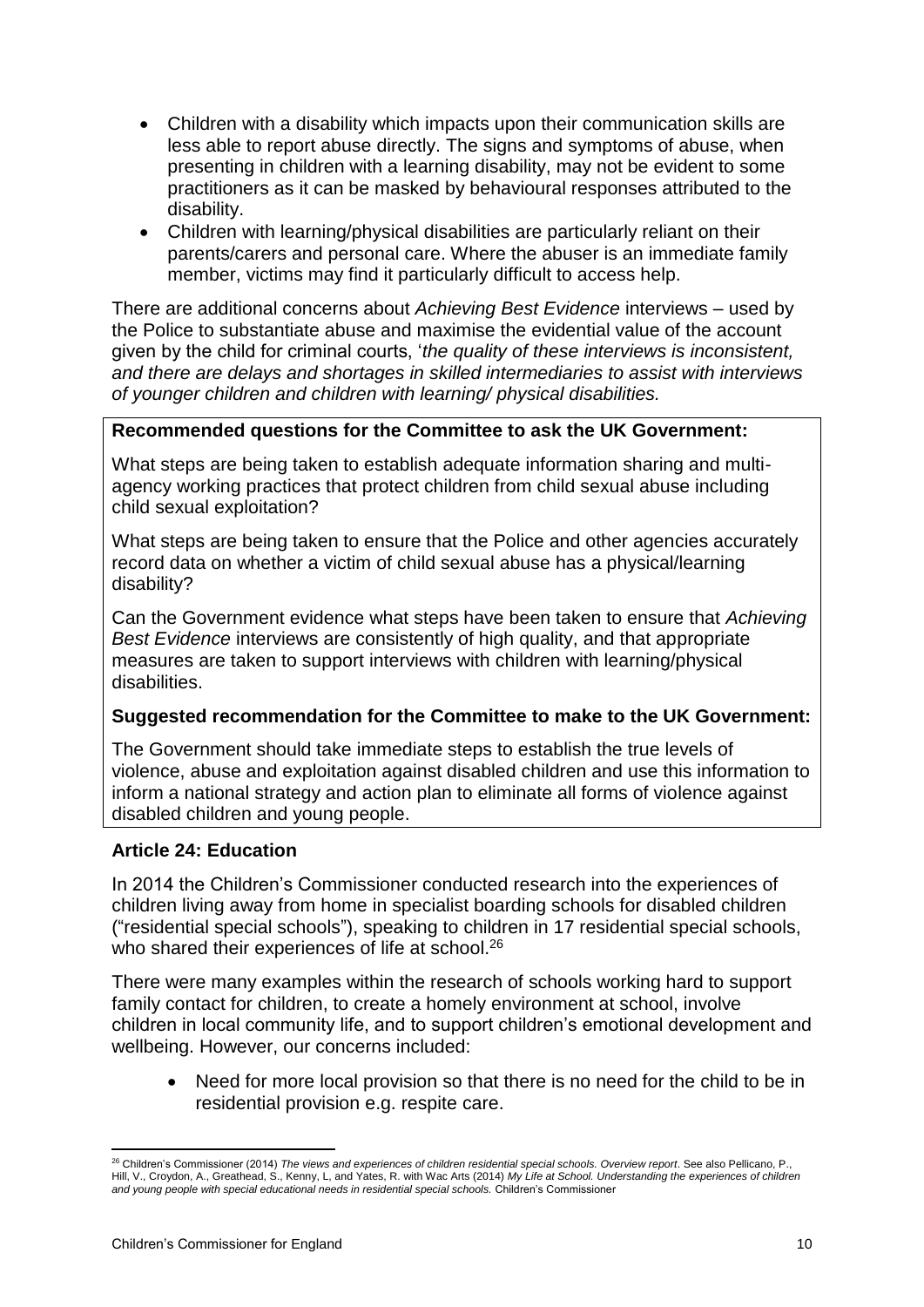- Children with a disability which impacts upon their communication skills are less able to report abuse directly. The signs and symptoms of abuse, when presenting in children with a learning disability, may not be evident to some practitioners as it can be masked by behavioural responses attributed to the disability.
- Children with learning/physical disabilities are particularly reliant on their parents/carers and personal care. Where the abuser is an immediate family member, victims may find it particularly difficult to access help.

There are additional concerns about *Achieving Best Evidence* interviews – used by the Police to substantiate abuse and maximise the evidential value of the account given by the child for criminal courts, '*the quality of these interviews is inconsistent, and there are delays and shortages in skilled intermediaries to assist with interviews of younger children and children with learning/ physical disabilities.*

**Recommended questions for the Committee to ask the UK Government:**

What steps are being taken to establish adequate information sharing and multi-agency working practices that protect children from child sexual abuse including child sexual exploitation?

What steps are being taken to ensure that the Police and other agencies accurately record data on whether a victim of child sexual abuse has a physical/learning disability?

Can the Government evidence what steps have been taken to ensure that *Achieving Best Evidence* interviews are consistently of high quality, and that appropriate measures are taken to support interviews with children with learning/physical disabilities.

**Suggested recommendation for the Committee to make to the UK Government:**

The Government should take immediate steps to establish the true levels of violence, abuse and exploitation against disabled children and use this information to inform a national strategy and action plan to eliminate all forms of violence against disabled children and young people.

### Article 24: Education

In 2014 the Children's Commissioner conducted research into the experiences of children living away from home in specialist boarding schools for disabled children ("residential special schools"), speaking to children in 17 residential special schools, who shared their experiences of life at school.[26]

There were many examples within the research of schools working hard to support family contact for children, to create a homely environment at school, involve children in local community life, and to support children's emotional development and wellbeing. However, our concerns included:

- Need for more local provision so that there is no need for the child to be in residential provision e.g. respite care.

[26] Children's Commissioner (2014) *The views and experiences of children residential special schools. Overview report*. See also Pellicano, P., Hill, V., Croydon, A., Greathead, S., Kenny, L, and Yates, R. with Wac Arts (2014) *My Life at School. Understanding the experiences of children and young people with special educational needs in residential special schools.* Children's Commissioner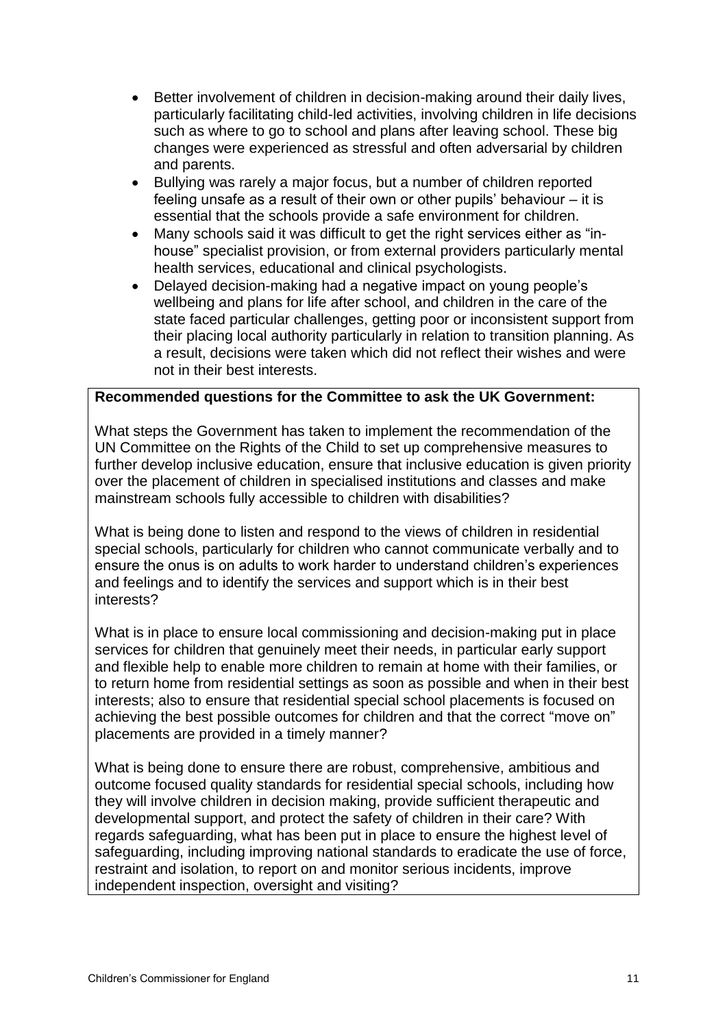- Better involvement of children in decision-making around their daily lives, particularly facilitating child-led activities, involving children in life decisions such as where to go to school and plans after leaving school. These big changes were experienced as stressful and often adversarial by children and parents.
- Bullying was rarely a major focus, but a number of children reported feeling unsafe as a result of their own or other pupils' behaviour – it is essential that the schools provide a safe environment for children.
- Many schools said it was difficult to get the right services either as "in-house" specialist provision, or from external providers particularly mental health services, educational and clinical psychologists.
- Delayed decision-making had a negative impact on young people's wellbeing and plans for life after school, and children in the care of the state faced particular challenges, getting poor or inconsistent support from their placing local authority particularly in relation to transition planning. As a result, decisions were taken which did not reflect their wishes and were not in their best interests.

**Recommended questions for the Committee to ask the UK Government:**

What steps the Government has taken to implement the recommendation of the UN Committee on the Rights of the Child to set up comprehensive measures to further develop inclusive education, ensure that inclusive education is given priority over the placement of children in specialised institutions and classes and make mainstream schools fully accessible to children with disabilities?

What is being done to listen and respond to the views of children in residential special schools, particularly for children who cannot communicate verbally and to ensure the onus is on adults to work harder to understand children's experiences and feelings and to identify the services and support which is in their best interests?

What is in place to ensure local commissioning and decision-making put in place services for children that genuinely meet their needs, in particular early support and flexible help to enable more children to remain at home with their families, or to return home from residential settings as soon as possible and when in their best interests; also to ensure that residential special school placements is focused on achieving the best possible outcomes for children and that the correct "move on" placements are provided in a timely manner?

What is being done to ensure there are robust, comprehensive, ambitious and outcome focused quality standards for residential special schools, including how they will involve children in decision making, provide sufficient therapeutic and developmental support, and protect the safety of children in their care? With regards safeguarding, what has been put in place to ensure the highest level of safeguarding, including improving national standards to eradicate the use of force, restraint and isolation, to report on and monitor serious incidents, improve independent inspection, oversight and visiting?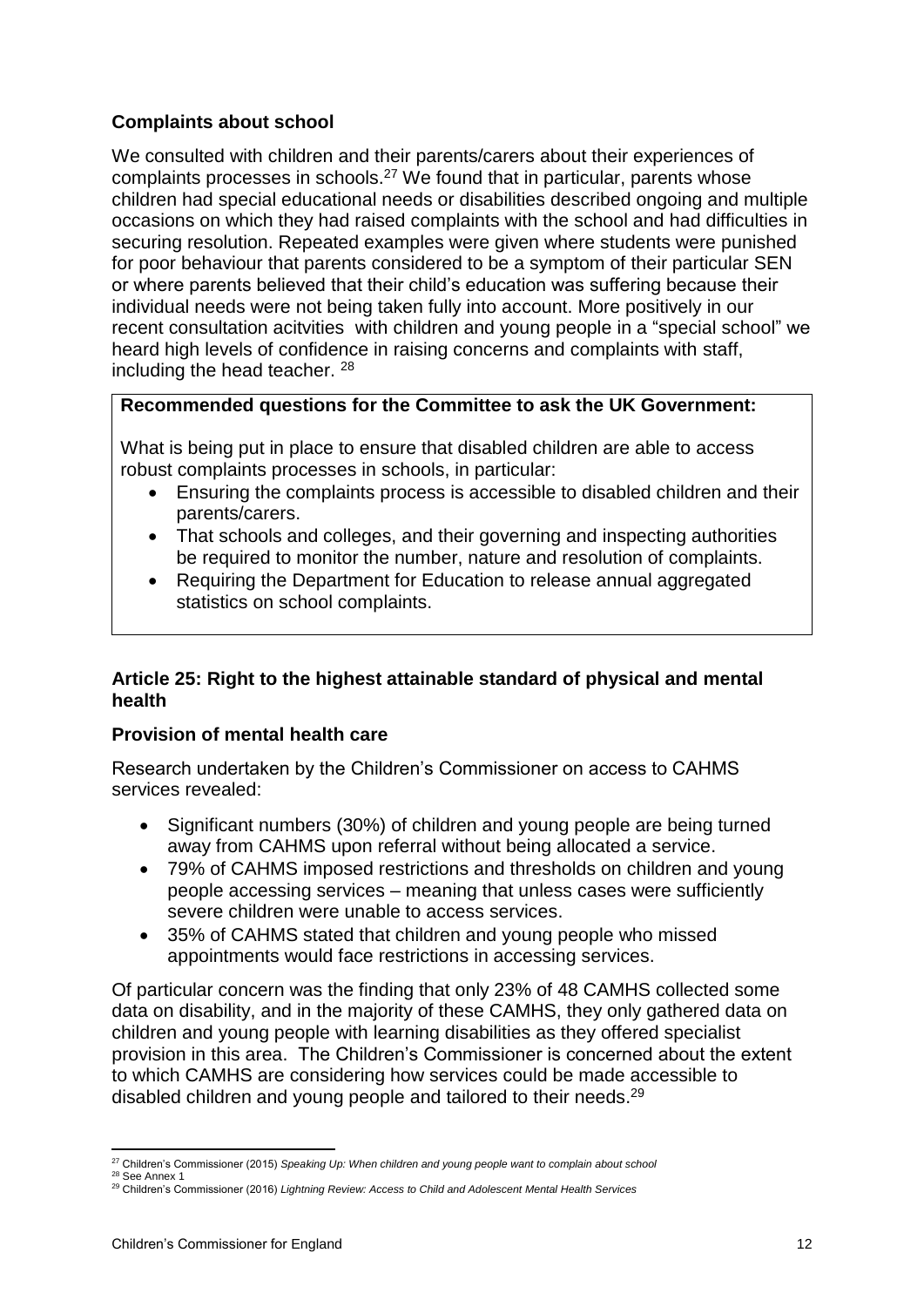### Complaints about school

We consulted with children and their parents/carers about their experiences of complaints processes in schools.[27] We found that in particular, parents whose children had special educational needs or disabilities described ongoing and multiple occasions on which they had raised complaints with the school and had difficulties in securing resolution. Repeated examples were given where students were punished for poor behaviour that parents considered to be a symptom of their particular SEN or where parents believed that their child's education was suffering because their individual needs were not being taken fully into account. More positively in our recent consultation acitvities with children and young people in a "special school" we heard high levels of confidence in raising concerns and complaints with staff, including the head teacher. [28]

**Recommended questions for the Committee to ask the UK Government:**

What is being put in place to ensure that disabled children are able to access robust complaints processes in schools, in particular:

- Ensuring the complaints process is accessible to disabled children and their parents/carers.
- That schools and colleges, and their governing and inspecting authorities be required to monitor the number, nature and resolution of complaints.
- Requiring the Department for Education to release annual aggregated statistics on school complaints.

## Article 25: Right to the highest attainable standard of physical and mental health

### Provision of mental health care

Research undertaken by the Children's Commissioner on access to CAHMS services revealed:

- Significant numbers (30%) of children and young people are being turned away from CAHMS upon referral without being allocated a service.
- 79% of CAHMS imposed restrictions and thresholds on children and young people accessing services – meaning that unless cases were sufficiently severe children were unable to access services.
- 35% of CAHMS stated that children and young people who missed appointments would face restrictions in accessing services.

Of particular concern was the finding that only 23% of 48 CAMHS collected some data on disability, and in the majority of these CAMHS, they only gathered data on children and young people with learning disabilities as they offered specialist provision in this area. The Children's Commissioner is concerned about the extent to which CAMHS are considering how services could be made accessible to disabled children and young people and tailored to their needs.[29]

---

[27] Children's Commissioner (2015) *Speaking Up: When children and young people want to complain about school*

[28] See Annex 1

[29] Children's Commissioner (2016) *Lightning Review: Access to Child and Adolescent Mental Health Services*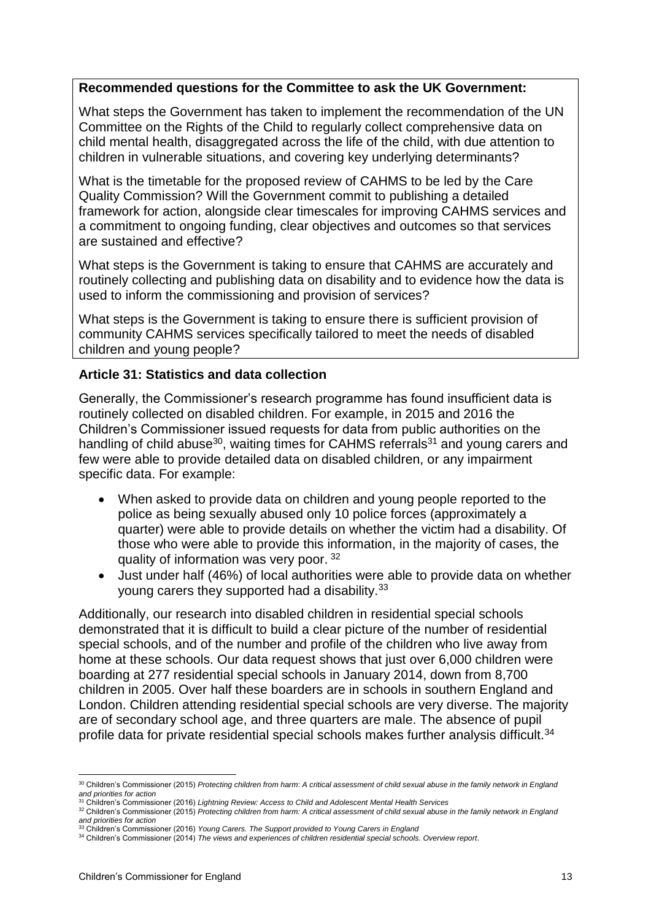**Recommended questions for the Committee to ask the UK Government:**

What steps the Government has taken to implement the recommendation of the UN Committee on the Rights of the Child to regularly collect comprehensive data on child mental health, disaggregated across the life of the child, with due attention to children in vulnerable situations, and covering key underlying determinants?

What is the timetable for the proposed review of CAHMS to be led by the Care Quality Commission? Will the Government commit to publishing a detailed framework for action, alongside clear timescales for improving CAHMS services and a commitment to ongoing funding, clear objectives and outcomes so that services are sustained and effective?

What steps is the Government is taking to ensure that CAHMS are accurately and routinely collecting and publishing data on disability and to evidence how the data is used to inform the commissioning and provision of services?

What steps is the Government is taking to ensure there is sufficient provision of community CAHMS services specifically tailored to meet the needs of disabled children and young people?

### Article 31: Statistics and data collection

Generally, the Commissioner's research programme has found insufficient data is routinely collected on disabled children. For example, in 2015 and 2016 the Children's Commissioner issued requests for data from public authorities on the handling of child abuse[30], waiting times for CAHMS referrals[31] and young carers and few were able to provide detailed data on disabled children, or any impairment specific data. For example:

- When asked to provide data on children and young people reported to the police as being sexually abused only 10 police forces (approximately a quarter) were able to provide details on whether the victim had a disability. Of those who were able to provide this information, in the majority of cases, the quality of information was very poor. [32]
- Just under half (46%) of local authorities were able to provide data on whether young carers they supported had a disability.[33]

Additionally, our research into disabled children in residential special schools demonstrated that it is difficult to build a clear picture of the number of residential special schools, and of the number and profile of the children who live away from home at these schools. Our data request shows that just over 6,000 children were boarding at 277 residential special schools in January 2014, down from 8,700 children in 2005. Over half these boarders are in schools in southern England and London. Children attending residential special schools are very diverse. The majority are of secondary school age, and three quarters are male. The absence of pupil profile data for private residential special schools makes further analysis difficult.[34]

---

[30] Children's Commissioner (2015) *Protecting children from harm*: *A critical assessment of child sexual abuse in the family network in England and priorities for action*

[31] Children's Commissioner (2016) *Lightning Review: Access to Child and Adolescent Mental Health Services*

[32] Children's Commissioner (2015) *Protecting children from harm: A critical assessment of child sexual abuse in the family network in England and priorities for action*

[33] Children's Commissioner (2016) *Young Carers. The Support provided to Young Carers in England*

[34] Children's Commissioner (2014) *The views and experiences of children residential special schools. Overview report*.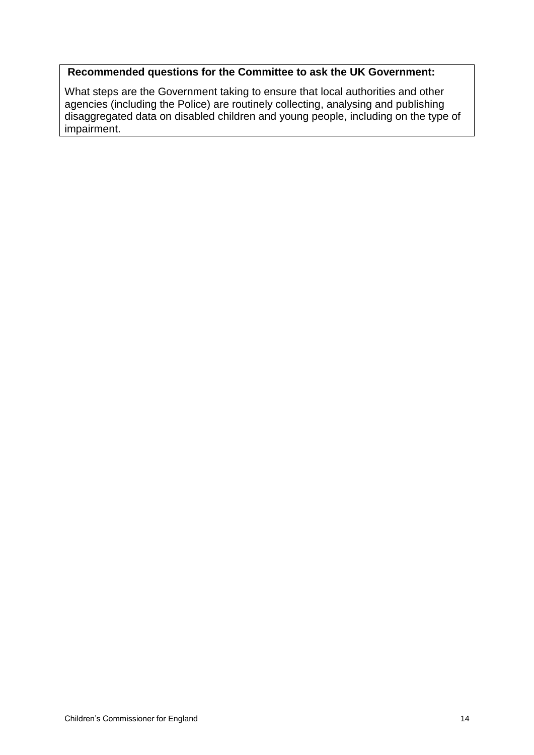**Recommended questions for the Committee to ask the UK Government:**

What steps are the Government taking to ensure that local authorities and other agencies (including the Police) are routinely collecting, analysing and publishing disaggregated data on disabled children and young people, including on the type of impairment.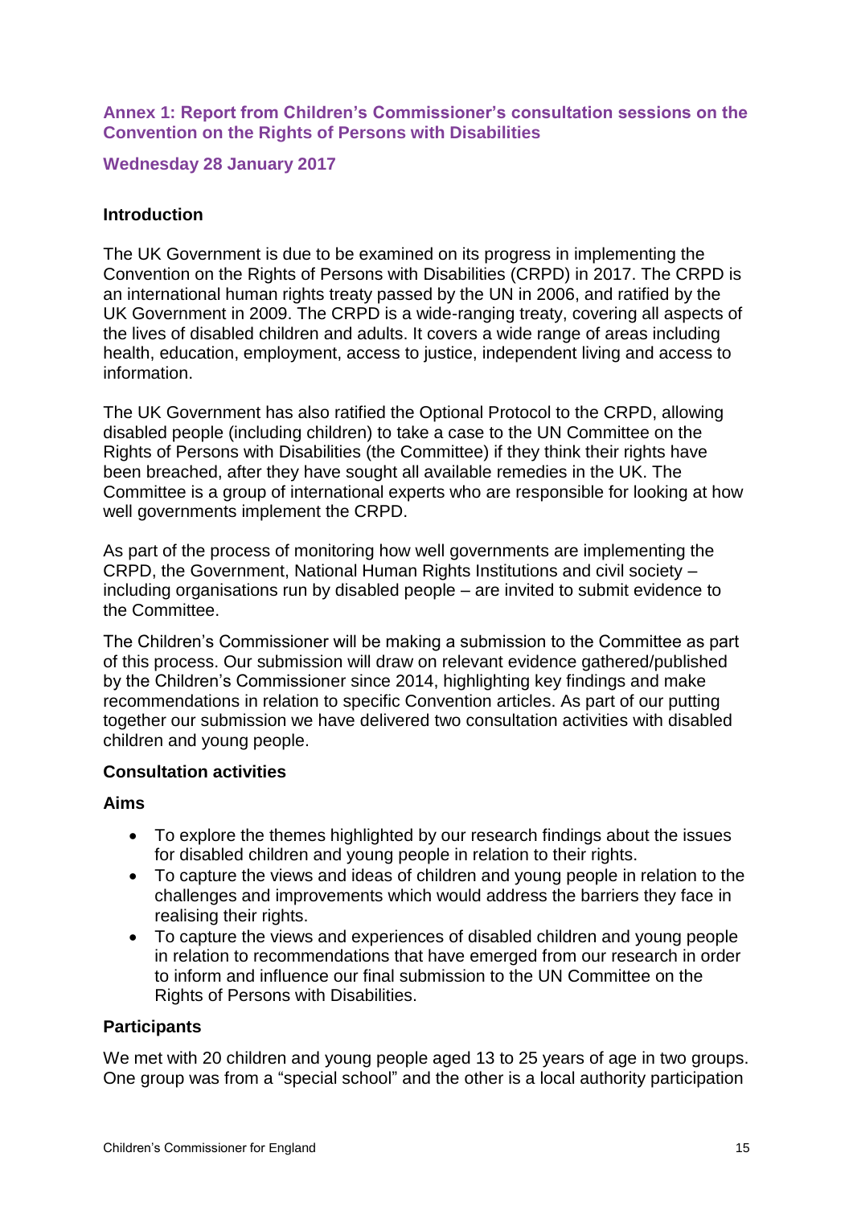## Annex 1: Report from Children's Commissioner's consultation sessions on the Convention on the Rights of Persons with Disabilities

### Wednesday 28 January 2017

**Introduction**

The UK Government is due to be examined on its progress in implementing the Convention on the Rights of Persons with Disabilities (CRPD) in 2017. The CRPD is an international human rights treaty passed by the UN in 2006, and ratified by the UK Government in 2009. The CRPD is a wide-ranging treaty, covering all aspects of the lives of disabled children and adults. It covers a wide range of areas including health, education, employment, access to justice, independent living and access to information.

The UK Government has also ratified the Optional Protocol to the CRPD, allowing disabled people (including children) to take a case to the UN Committee on the Rights of Persons with Disabilities (the Committee) if they think their rights have been breached, after they have sought all available remedies in the UK. The Committee is a group of international experts who are responsible for looking at how well governments implement the CRPD.

As part of the process of monitoring how well governments are implementing the CRPD, the Government, National Human Rights Institutions and civil society – including organisations run by disabled people – are invited to submit evidence to the Committee.

The Children's Commissioner will be making a submission to the Committee as part of this process. Our submission will draw on relevant evidence gathered/published by the Children's Commissioner since 2014, highlighting key findings and make recommendations in relation to specific Convention articles. As part of our putting together our submission we have delivered two consultation activities with disabled children and young people.

**Consultation activities**

**Aims**

- To explore the themes highlighted by our research findings about the issues for disabled children and young people in relation to their rights.
- To capture the views and ideas of children and young people in relation to the challenges and improvements which would address the barriers they face in realising their rights.
- To capture the views and experiences of disabled children and young people in relation to recommendations that have emerged from our research in order to inform and influence our final submission to the UN Committee on the Rights of Persons with Disabilities.

**Participants**

We met with 20 children and young people aged 13 to 25 years of age in two groups. One group was from a "special school" and the other is a local authority participation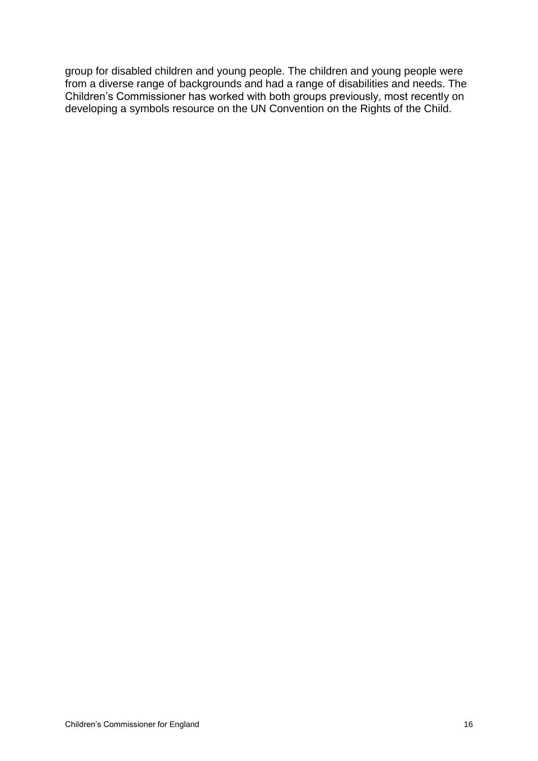group for disabled children and young people. The children and young people were from a diverse range of backgrounds and had a range of disabilities and needs. The Children's Commissioner has worked with both groups previously, most recently on developing a symbols resource on the UN Convention on the Rights of the Child.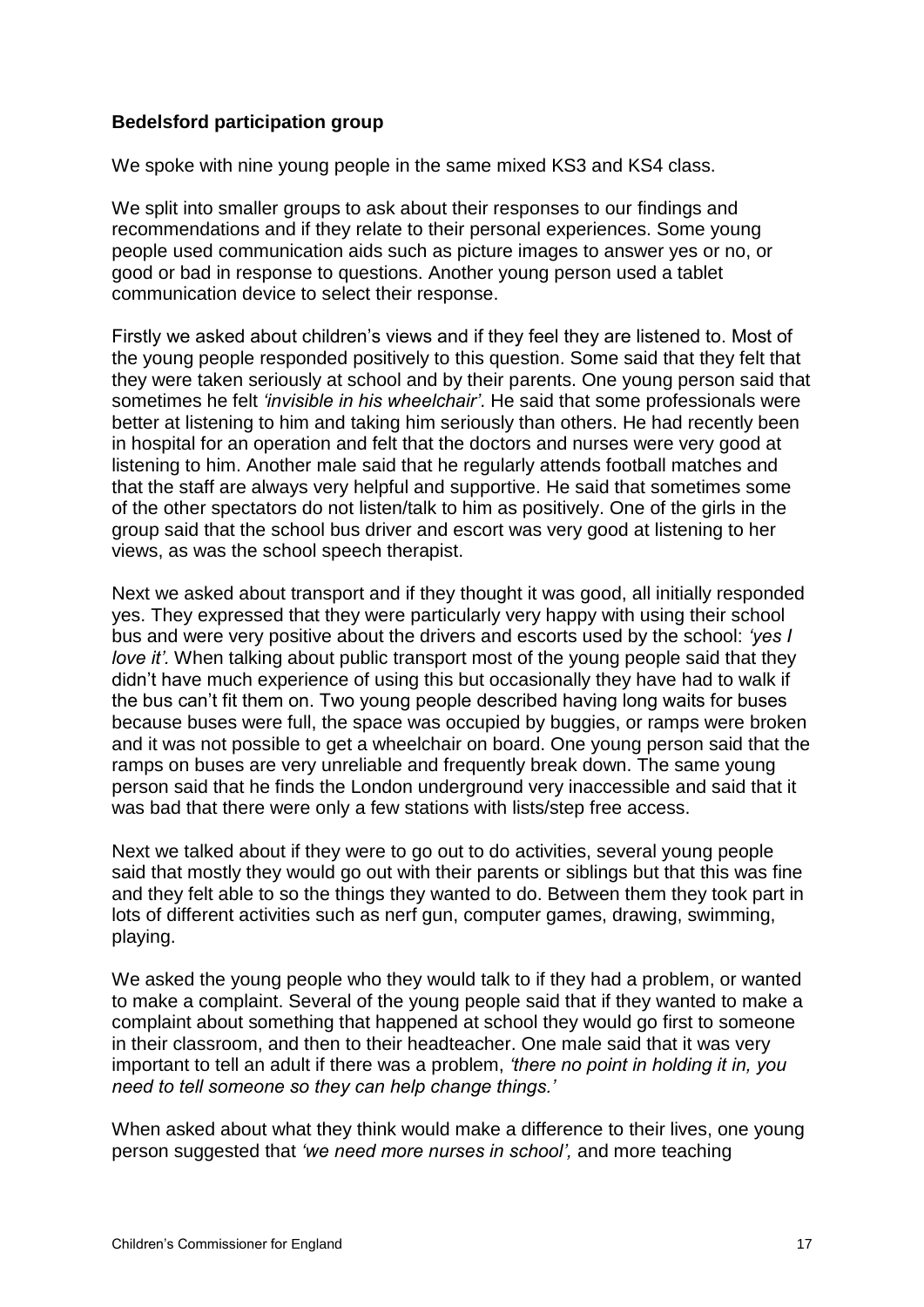**Bedelsford participation group**

We spoke with nine young people in the same mixed KS3 and KS4 class.

We split into smaller groups to ask about their responses to our findings and recommendations and if they relate to their personal experiences. Some young people used communication aids such as picture images to answer yes or no, or good or bad in response to questions. Another young person used a tablet communication device to select their response.

Firstly we asked about children's views and if they feel they are listened to. Most of the young people responded positively to this question. Some said that they felt that they were taken seriously at school and by their parents. One young person said that sometimes he felt *'invisible in his wheelchair'*. He said that some professionals were better at listening to him and taking him seriously than others. He had recently been in hospital for an operation and felt that the doctors and nurses were very good at listening to him. Another male said that he regularly attends football matches and that the staff are always very helpful and supportive. He said that sometimes some of the other spectators do not listen/talk to him as positively. One of the girls in the group said that the school bus driver and escort was very good at listening to her views, as was the school speech therapist.

Next we asked about transport and if they thought it was good, all initially responded yes. They expressed that they were particularly very happy with using their school bus and were very positive about the drivers and escorts used by the school: *'yes I love it'*. When talking about public transport most of the young people said that they didn't have much experience of using this but occasionally they have had to walk if the bus can't fit them on. Two young people described having long waits for buses because buses were full, the space was occupied by buggies, or ramps were broken and it was not possible to get a wheelchair on board. One young person said that the ramps on buses are very unreliable and frequently break down. The same young person said that he finds the London underground very inaccessible and said that it was bad that there were only a few stations with lists/step free access.

Next we talked about if they were to go out to do activities, several young people said that mostly they would go out with their parents or siblings but that this was fine and they felt able to so the things they wanted to do. Between them they took part in lots of different activities such as nerf gun, computer games, drawing, swimming, playing.

We asked the young people who they would talk to if they had a problem, or wanted to make a complaint. Several of the young people said that if they wanted to make a complaint about something that happened at school they would go first to someone in their classroom, and then to their headteacher. One male said that it was very important to tell an adult if there was a problem, *'there no point in holding it in, you need to tell someone so they can help change things.'*

When asked about what they think would make a difference to their lives, one young person suggested that *'we need more nurses in school',* and more teaching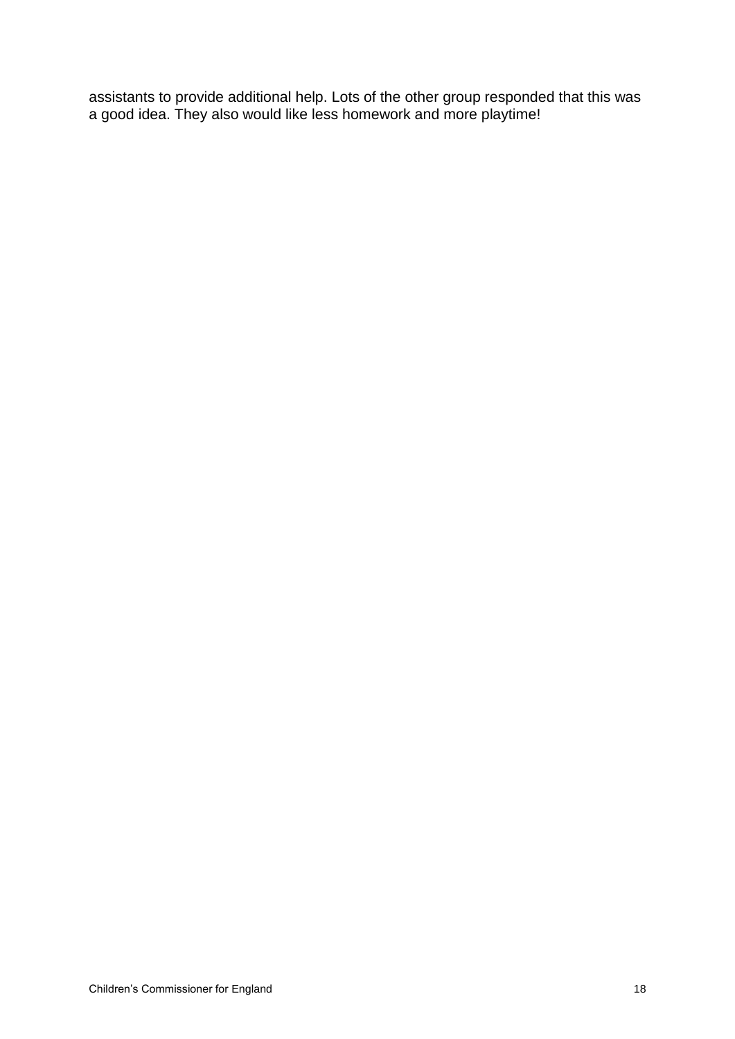assistants to provide additional help. Lots of the other group responded that this was a good idea. They also would like less homework and more playtime!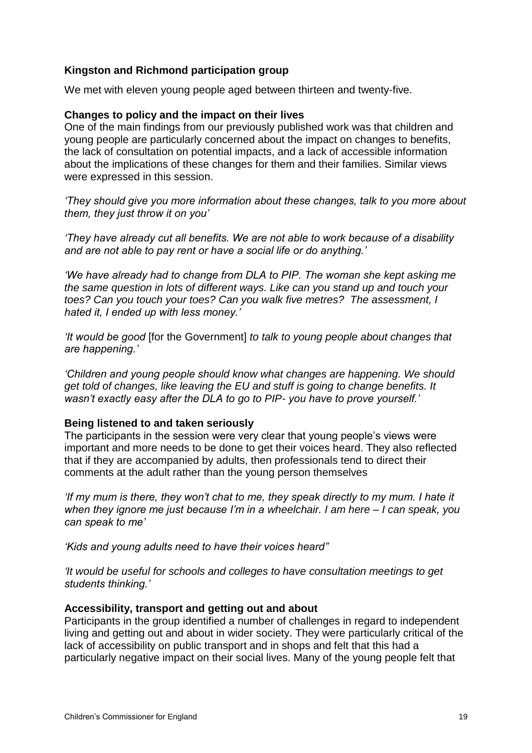**Kingston and Richmond participation group**

We met with eleven young people aged between thirteen and twenty-five.

**Changes to policy and the impact on their lives**

One of the main findings from our previously published work was that children and young people are particularly concerned about the impact on changes to benefits, the lack of consultation on potential impacts, and a lack of accessible information about the implications of these changes for them and their families. Similar views were expressed in this session.

*'They should give you more information about these changes, talk to you more about them, they just throw it on you'*

*'They have already cut all benefits. We are not able to work because of a disability and are not able to pay rent or have a social life or do anything.'*

*'We have already had to change from DLA to PIP. The woman she kept asking me the same question in lots of different ways. Like can you stand up and touch your toes? Can you touch your toes? Can you walk five metres? The assessment, I hated it, I ended up with less money.'*

*'It would be good* [for the Government] *to talk to young people about changes that are happening.'*

*'Children and young people should know what changes are happening. We should get told of changes, like leaving the EU and stuff is going to change benefits. It wasn't exactly easy after the DLA to go to PIP- you have to prove yourself.'*

**Being listened to and taken seriously**

The participants in the session were very clear that young people's views were important and more needs to be done to get their voices heard. They also reflected that if they are accompanied by adults, then professionals tend to direct their comments at the adult rather than the young person themselves

*'If my mum is there, they won't chat to me, they speak directly to my mum. I hate it when they ignore me just because I'm in a wheelchair. I am here – I can speak, you can speak to me'*

*'Kids and young adults need to have their voices heard"*

*'It would be useful for schools and colleges to have consultation meetings to get students thinking.'*

**Accessibility, transport and getting out and about**

Participants in the group identified a number of challenges in regard to independent living and getting out and about in wider society. They were particularly critical of the lack of accessibility on public transport and in shops and felt that this had a particularly negative impact on their social lives. Many of the young people felt that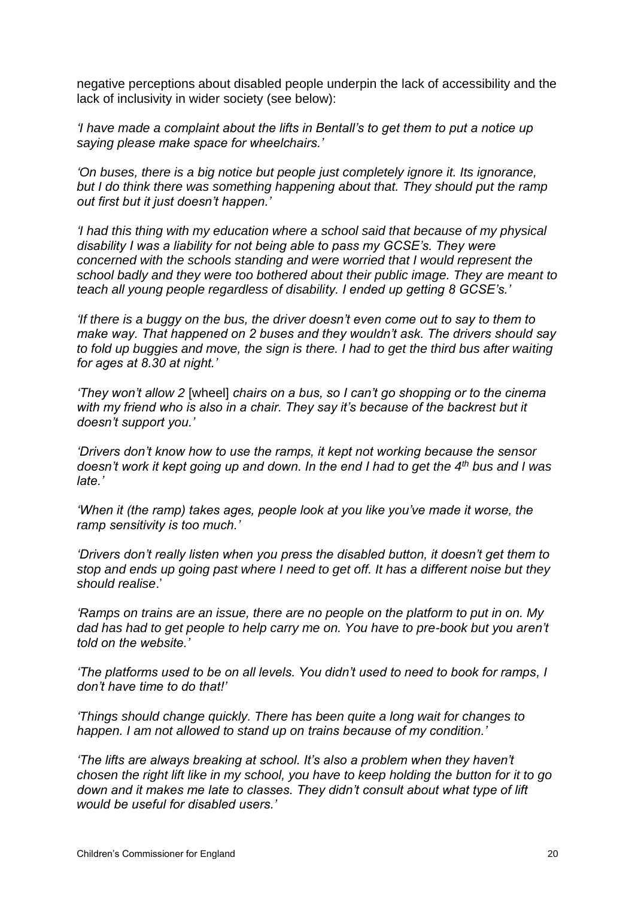negative perceptions about disabled people underpin the lack of accessibility and the lack of inclusivity in wider society (see below):

*'I have made a complaint about the lifts in Bentall's to get them to put a notice up saying please make space for wheelchairs.'*

*'On buses, there is a big notice but people just completely ignore it. Its ignorance, but I do think there was something happening about that. They should put the ramp out first but it just doesn't happen.'*

*'I had this thing with my education where a school said that because of my physical disability I was a liability for not being able to pass my GCSE's. They were concerned with the schools standing and were worried that I would represent the school badly and they were too bothered about their public image. They are meant to teach all young people regardless of disability. I ended up getting 8 GCSE's.'*

*'If there is a buggy on the bus, the driver doesn't even come out to say to them to make way. That happened on 2 buses and they wouldn't ask. The drivers should say to fold up buggies and move, the sign is there. I had to get the third bus after waiting for ages at 8.30 at night.'*

*'They won't allow 2* [wheel] *chairs on a bus, so I can't go shopping or to the cinema with my friend who is also in a chair. They say it's because of the backrest but it doesn't support you.'*

*'Drivers don't know how to use the ramps, it kept not working because the sensor doesn't work it kept going up and down. In the end I had to get the 4th bus and I was late.'*

*'When it (the ramp) takes ages, people look at you like you've made it worse, the ramp sensitivity is too much.'*

*'Drivers don't really listen when you press the disabled button, it doesn't get them to stop and ends up going past where I need to get off. It has a different noise but they should realise*.'

*'Ramps on trains are an issue, there are no people on the platform to put in on. My dad has had to get people to help carry me on. You have to pre-book but you aren't told on the website.'*

*'The platforms used to be on all levels. You didn't used to need to book for ramps, I don't have time to do that!'*

*'Things should change quickly. There has been quite a long wait for changes to happen. I am not allowed to stand up on trains because of my condition.'*

*'The lifts are always breaking at school. It's also a problem when they haven't chosen the right lift like in my school, you have to keep holding the button for it to go down and it makes me late to classes. They didn't consult about what type of lift would be useful for disabled users.'*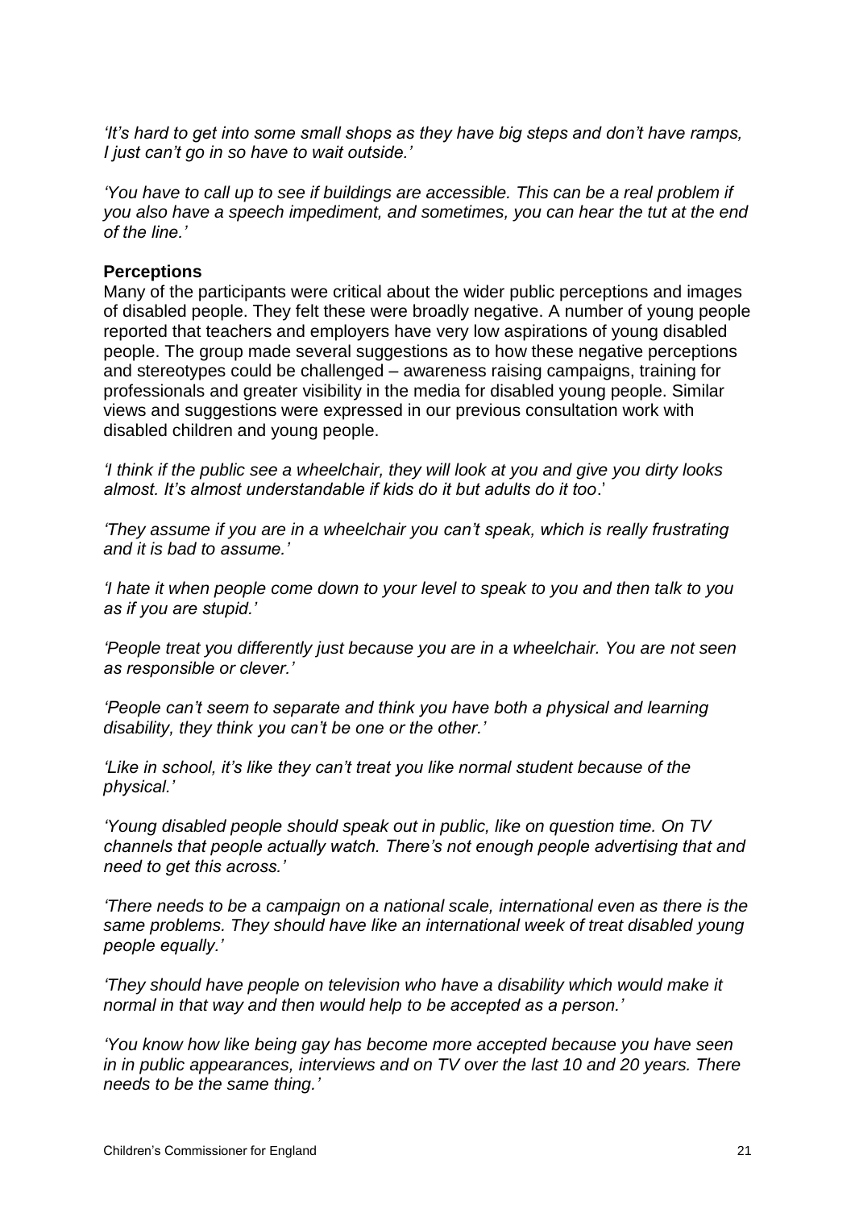*'It's hard to get into some small shops as they have big steps and don't have ramps, I just can't go in so have to wait outside.'*

*'You have to call up to see if buildings are accessible. This can be a real problem if you also have a speech impediment, and sometimes, you can hear the tut at the end of the line.'*

**Perceptions**

Many of the participants were critical about the wider public perceptions and images of disabled people. They felt these were broadly negative. A number of young people reported that teachers and employers have very low aspirations of young disabled people. The group made several suggestions as to how these negative perceptions and stereotypes could be challenged – awareness raising campaigns, training for professionals and greater visibility in the media for disabled young people. Similar views and suggestions were expressed in our previous consultation work with disabled children and young people.

*'I think if the public see a wheelchair, they will look at you and give you dirty looks almost. It's almost understandable if kids do it but adults do it too*.'

*'They assume if you are in a wheelchair you can't speak, which is really frustrating and it is bad to assume.'*

*'I hate it when people come down to your level to speak to you and then talk to you as if you are stupid.'*

*'People treat you differently just because you are in a wheelchair. You are not seen as responsible or clever.'*

*'People can't seem to separate and think you have both a physical and learning disability, they think you can't be one or the other.'*

*'Like in school, it's like they can't treat you like normal student because of the physical.'*

*'Young disabled people should speak out in public, like on question time. On TV channels that people actually watch. There's not enough people advertising that and need to get this across.'*

*'There needs to be a campaign on a national scale, international even as there is the same problems. They should have like an international week of treat disabled young people equally.'*

*'They should have people on television who have a disability which would make it normal in that way and then would help to be accepted as a person.'*

*'You know how like being gay has become more accepted because you have seen in in public appearances, interviews and on TV over the last 10 and 20 years. There needs to be the same thing.'*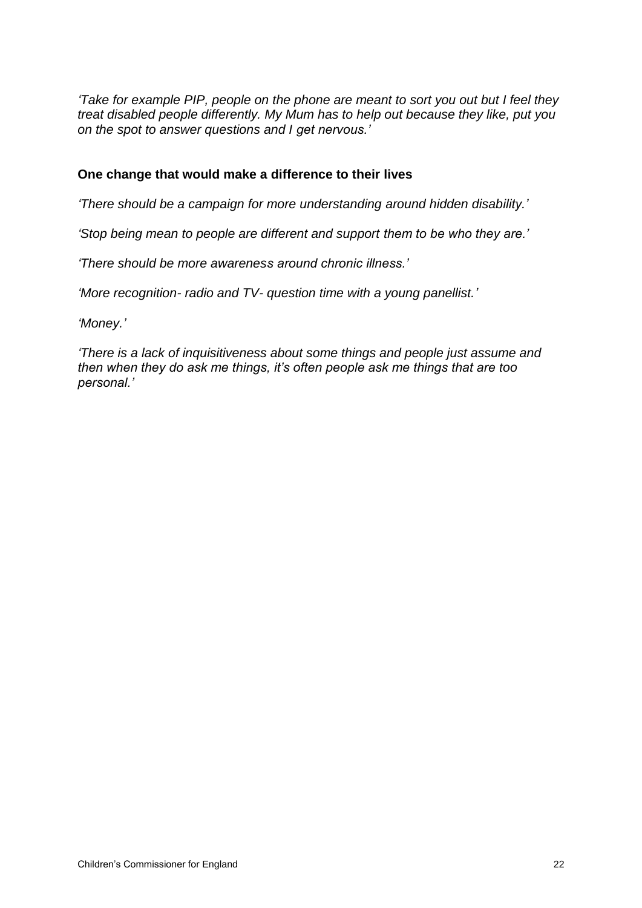*'Take for example PIP, people on the phone are meant to sort you out but I feel they treat disabled people differently. My Mum has to help out because they like, put you on the spot to answer questions and I get nervous.'*

### One change that would make a difference to their lives

*'There should be a campaign for more understanding around hidden disability.'*

*'Stop being mean to people are different and support them to be who they are.'*

*'There should be more awareness around chronic illness.'*

*'More recognition- radio and TV- question time with a young panellist.'*

*'Money.'*

*'There is a lack of inquisitiveness about some things and people just assume and then when they do ask me things, it's often people ask me things that are too personal.'*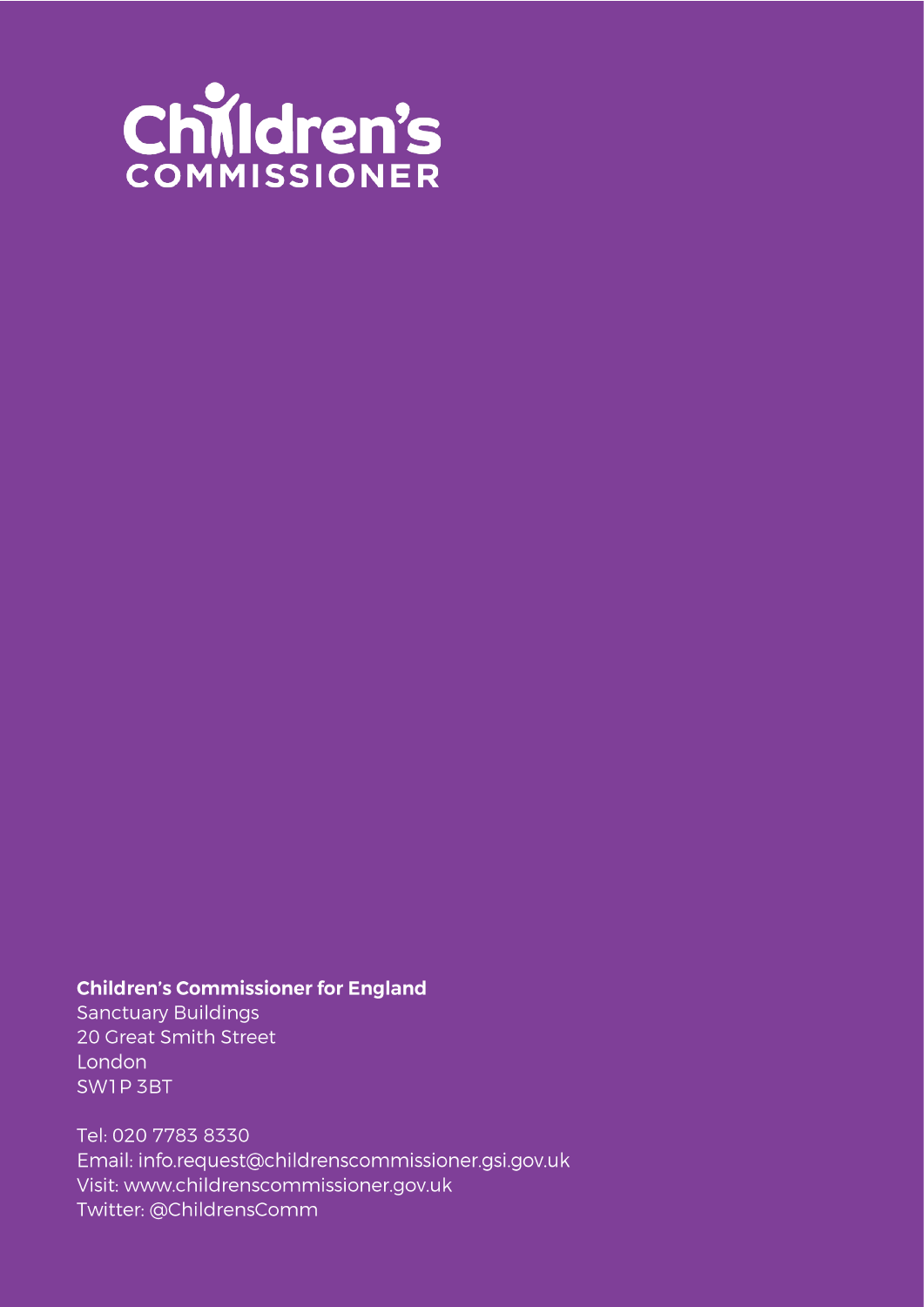Children's
COMMISSIONER

**Children's Commissioner for England**
Sanctuary Buildings
20 Great Smith Street
London
SW1P 3BT

Tel: 020 7783 8330
Email: info.request@childrenscommissioner.gsi.gov.uk
Visit: www.childrenscommissioner.gov.uk
Twitter: @ChildrensComm